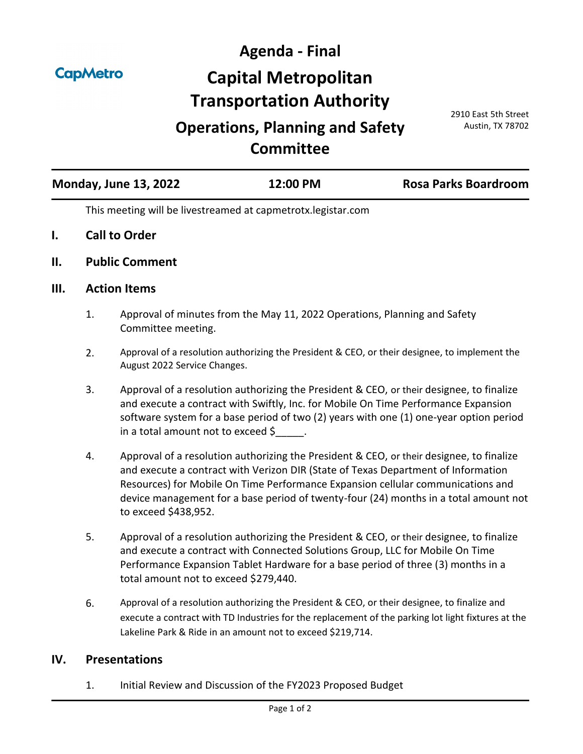CapMetro

# Agenda - Final

# Capital Metropolitan Transportation Authority

## Operations, Planning and Safety Committee

2910 East 5th Street
Austin, TX 78702

**Monday, June 13, 2022** | **12:00 PM** | **Rosa Parks Boardroom**

This meeting will be livestreamed at capmetrotx.legistar.com

## I. Call to Order

## II. Public Comment

## III. Action Items

1. Approval of minutes from the May 11, 2022 Operations, Planning and Safety Committee meeting.

2. Approval of a resolution authorizing the President & CEO, or their designee, to implement the August 2022 Service Changes.

3. Approval of a resolution authorizing the President & CEO, or their designee, to finalize and execute a contract with Swiftly, Inc. for Mobile On Time Performance Expansion software system for a base period of two (2) years with one (1) one-year option period in a total amount not to exceed $_____.

4. Approval of a resolution authorizing the President & CEO, or their designee, to finalize and execute a contract with Verizon DIR (State of Texas Department of Information Resources) for Mobile On Time Performance Expansion cellular communications and device management for a base period of twenty-four (24) months in a total amount not to exceed $438,952.

5. Approval of a resolution authorizing the President & CEO, or their designee, to finalize and execute a contract with Connected Solutions Group, LLC for Mobile On Time Performance Expansion Tablet Hardware for a base period of three (3) months in a total amount not to exceed $279,440.

6. Approval of a resolution authorizing the President & CEO, or their designee, to finalize and execute a contract with TD Industries for the replacement of the parking lot light fixtures at the Lakeline Park & Ride in an amount not to exceed $219,714.

## IV. Presentations

1. Initial Review and Discussion of the FY2023 Proposed Budget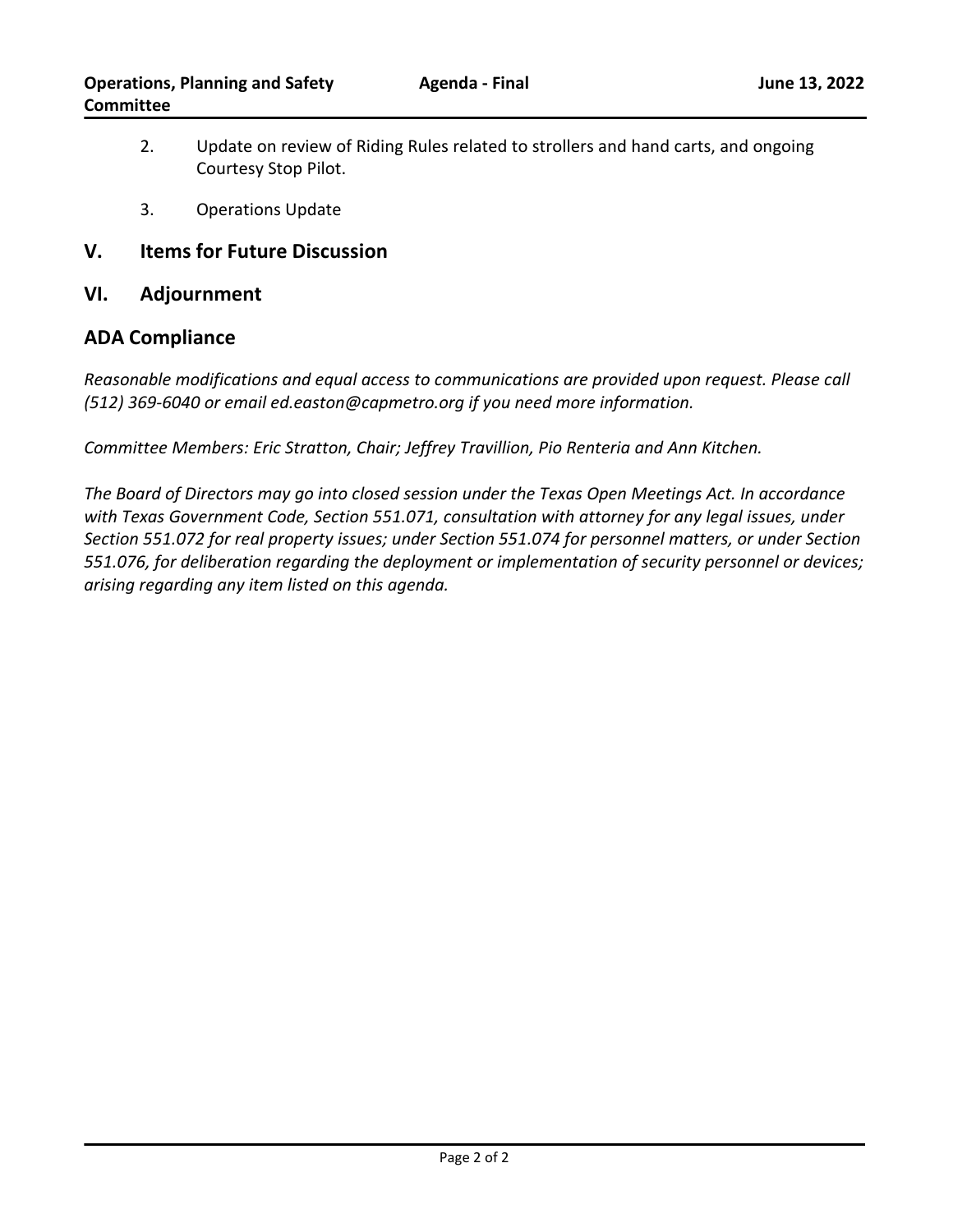2. Update on review of Riding Rules related to strollers and hand carts, and ongoing Courtesy Stop Pilot.

3. Operations Update

## V. Items for Future Discussion

## VI. Adjournment

## ADA Compliance

*Reasonable modifications and equal access to communications are provided upon request. Please call (512) 369-6040 or email ed.easton@capmetro.org if you need more information.*

*Committee Members: Eric Stratton, Chair; Jeffrey Travillion, Pio Renteria and Ann Kitchen.*

*The Board of Directors may go into closed session under the Texas Open Meetings Act. In accordance with Texas Government Code, Section 551.071, consultation with attorney for any legal issues, under Section 551.072 for real property issues; under Section 551.074 for personnel matters, or under Section 551.076, for deliberation regarding the deployment or implementation of security personnel or devices; arising regarding any item listed on this agenda.*